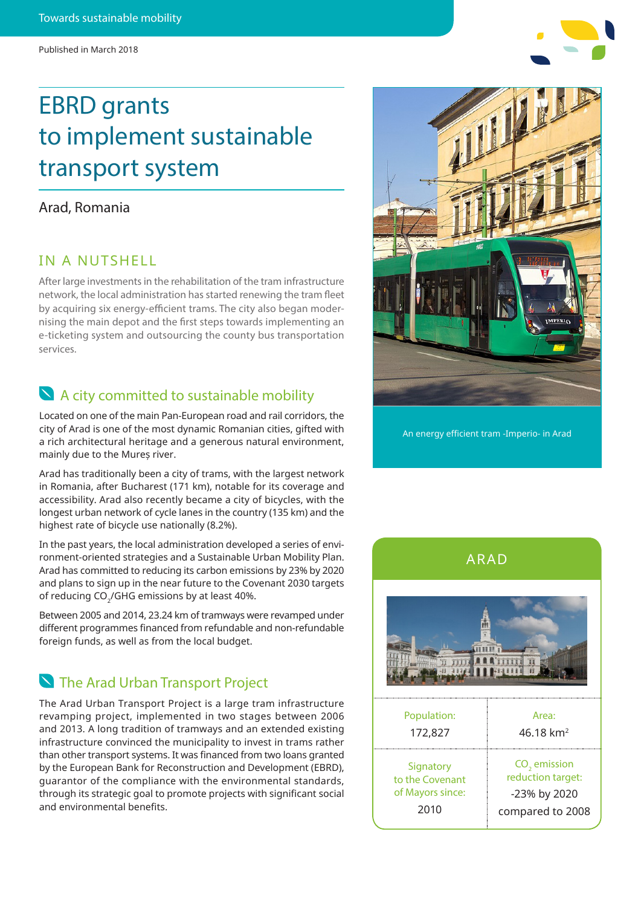Towards sustainable mobility

Published in March 2018

# EBRD grants to implement sustainable transport system

Arad, Romania

## IN A NUTSHELL

After large investments in the rehabilitation of the tram infrastructure network, the local administration has started renewing the tram fleet by acquiring six energy-efficient trams. The city also began modernising the main depot and the first steps towards implementing an e-ticketing system and outsourcing the county bus transportation services.

## A city committed to sustainable mobility

Located on one of the main Pan-European road and rail corridors, the city of Arad is one of the most dynamic Romanian cities, gifted with a rich architectural heritage and a generous natural environment, mainly due to the Mureș river.

Arad has traditionally been a city of trams, with the largest network in Romania, after Bucharest (171 km), notable for its coverage and accessibility. Arad also recently became a city of bicycles, with the longest urban network of cycle lanes in the country (135 km) and the highest rate of bicycle use nationally (8.2%).

In the past years, the local administration developed a series of environment-oriented strategies and a Sustainable Urban Mobility Plan. Arad has committed to reducing its carbon emissions by 23% by 2020 and plans to sign up in the near future to the Covenant 2030 targets of reducing $CO_2$/GHG emissions by at least 40%.

Between 2005 and 2014, 23.24 km of tramways were revamped under different programmes financed from refundable and non-refundable foreign funds, as well as from the local budget.

## The Arad Urban Transport Project

The Arad Urban Transport Project is a large tram infrastructure revamping project, implemented in two stages between 2006 and 2013. A long tradition of tramways and an extended existing infrastructure convinced the municipality to invest in trams rather than other transport systems. It was financed from two loans granted by the European Bank for Reconstruction and Development (EBRD), guarantor of the compliance with the environmental standards, through its strategic goal to promote projects with significant social and environmental benefits.

An energy efficient tram -Imperio- in Arad

### ARAD

| Population: | Area: |
|---|---|
| 172,827 | 46.18 km$^2$ |
| Signatory to the Covenant of Mayors since: | $CO_2$ emission reduction target: |
| 2010 | -23% by 2020 compared to 2008 |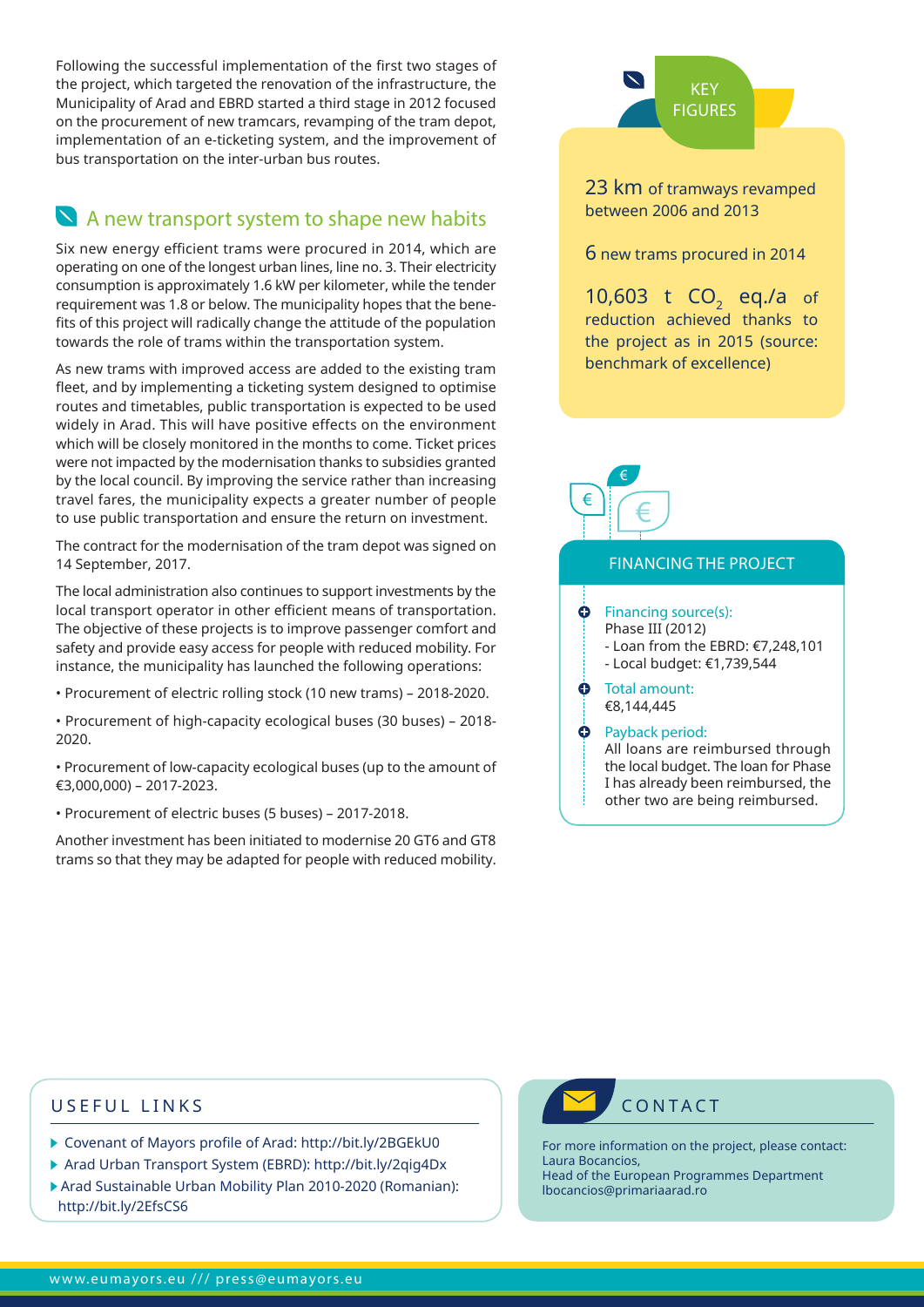Following the successful implementation of the first two stages of the project, which targeted the renovation of the infrastructure, the Municipality of Arad and EBRD started a third stage in 2012 focused on the procurement of new tramcars, revamping of the tram depot, implementation of an e-ticketing system, and the improvement of bus transportation on the inter-urban bus routes.

## A new transport system to shape new habits

Six new energy efficient trams were procured in 2014, which are operating on one of the longest urban lines, line no. 3. Their electricity consumption is approximately 1.6 kW per kilometer, while the tender requirement was 1.8 or below. The municipality hopes that the benefits of this project will radically change the attitude of the population towards the role of trams within the transportation system.

As new trams with improved access are added to the existing tram fleet, and by implementing a ticketing system designed to optimise routes and timetables, public transportation is expected to be used widely in Arad. This will have positive effects on the environment which will be closely monitored in the months to come. Ticket prices were not impacted by the modernisation thanks to subsidies granted by the local council. By improving the service rather than increasing travel fares, the municipality expects a greater number of people to use public transportation and ensure the return on investment.

The contract for the modernisation of the tram depot was signed on 14 September, 2017.

The local administration also continues to support investments by the local transport operator in other efficient means of transportation. The objective of these projects is to improve passenger comfort and safety and provide easy access for people with reduced mobility. For instance, the municipality has launched the following operations:

- Procurement of electric rolling stock (10 new trams) – 2018-2020.
- Procurement of high-capacity ecological buses (30 buses) – 2018-2020.
- Procurement of low-capacity ecological buses (up to the amount of €3,000,000) – 2017-2023.
- Procurement of electric buses (5 buses) – 2017-2018.

Another investment has been initiated to modernise 20 GT6 and GT8 trams so that they may be adapted for people with reduced mobility.

## KEY FIGURES

23 km of tramways revamped between 2006 and 2013

6 new trams procured in 2014

10,603 t $CO_2$ eq./a of reduction achieved thanks to the project as in 2015 (source: benchmark of excellence)

## FINANCING THE PROJECT

**Financing source(s):**
Phase III (2012)
- Loan from the EBRD: €7,248,101
- Local budget: €1,739,544

**Total amount:**
€8,144,445

**Payback period:**
All loans are reimbursed through the local budget. The loan for Phase I has already been reimbursed, the other two are being reimbursed.

## USEFUL LINKS

- Covenant of Mayors profile of Arad: http://bit.ly/2BGEkU0
- Arad Urban Transport System (EBRD): http://bit.ly/2qig4Dx
- Arad Sustainable Urban Mobility Plan 2010-2020 (Romanian): http://bit.ly/2EfsCS6

## CONTACT

For more information on the project, please contact:
Laura Bocancios,
Head of the European Programmes Department
lbocancios@primariaarad.ro

www.eumayors.eu /// press@eumayors.eu